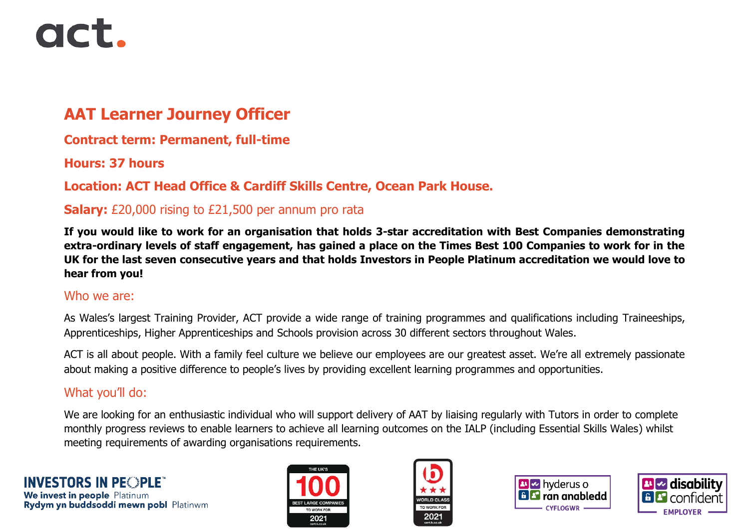act.

# AAT Learner Journey Officer

**Contract term: Permanent, full-time**

**Hours: 37 hours**

**Location: ACT Head Office & Cardiff Skills Centre, Ocean Park House.**

**Salary:** £20,000 rising to £21,500 per annum pro rata

**If you would like to work for an organisation that holds 3-star accreditation with Best Companies demonstrating extra-ordinary levels of staff engagement, has gained a place on the Times Best 100 Companies to work for in the UK for the last seven consecutive years and that holds Investors in People Platinum accreditation we would love to hear from you!**

## Who we are:

As Wales's largest Training Provider, ACT provide a wide range of training programmes and qualifications including Traineeships, Apprenticeships, Higher Apprenticeships and Schools provision across 30 different sectors throughout Wales.

ACT is all about people. With a family feel culture we believe our employees are our greatest asset. We're all extremely passionate about making a positive difference to people's lives by providing excellent learning programmes and opportunities.

## What you'll do:

We are looking for an enthusiastic individual who will support delivery of AAT by liaising regularly with Tutors in order to complete monthly progress reviews to enable learners to achieve all learning outcomes on the IALP (including Essential Skills Wales) whilst meeting requirements of awarding organisations requirements.

INVESTORS IN PEOPLE™ We invest in people Platinum / Rydym yn buddsoddi mewn pobl Platinwm

THE UK'S 100 BEST LARGE COMPANIES TO WORK FOR 2021

WORLD CLASS TO WORK FOR 2021

hyderus o ran anabledd CYFLOGWR

disability confident EMPLOYER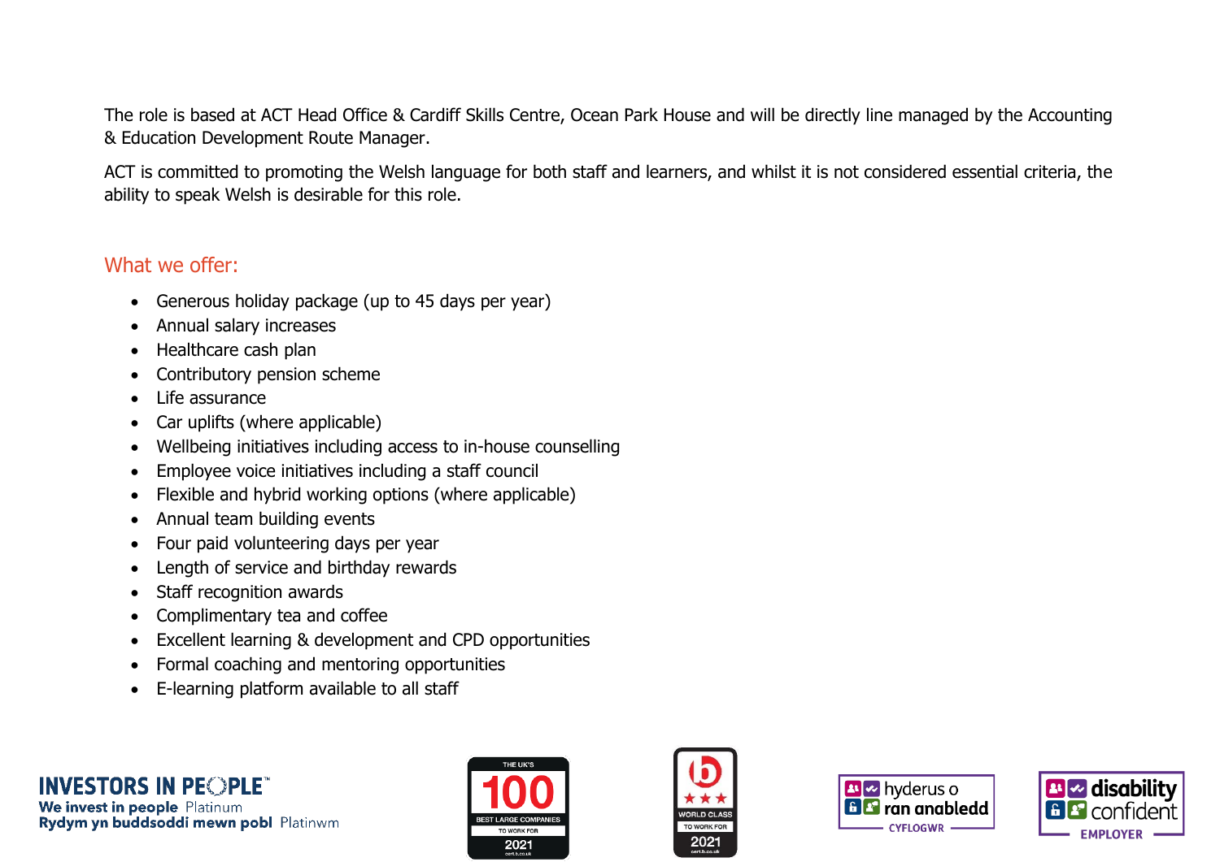The role is based at ACT Head Office & Cardiff Skills Centre, Ocean Park House and will be directly line managed by the Accounting & Education Development Route Manager.

ACT is committed to promoting the Welsh language for both staff and learners, and whilst it is not considered essential criteria, the ability to speak Welsh is desirable for this role.

## What we offer:

- Generous holiday package (up to 45 days per year)
- Annual salary increases
- Healthcare cash plan
- Contributory pension scheme
- Life assurance
- Car uplifts (where applicable)
- Wellbeing initiatives including access to in-house counselling
- Employee voice initiatives including a staff council
- Flexible and hybrid working options (where applicable)
- Annual team building events
- Four paid volunteering days per year
- Length of service and birthday rewards
- Staff recognition awards
- Complimentary tea and coffee
- Excellent learning & development and CPD opportunities
- Formal coaching and mentoring opportunities
- E-learning platform available to all staff

INVESTORS IN PEOPLE™
We invest in people Platinum
Rydym yn buddsoddi mewn pobl Platinwm

THE UK'S 100 BEST LARGE COMPANIES TO WORK FOR 2021

WORLD CLASS TO WORK FOR 2021

hyderus o ran anabledd CYFLOGWR

disability confident EMPLOYER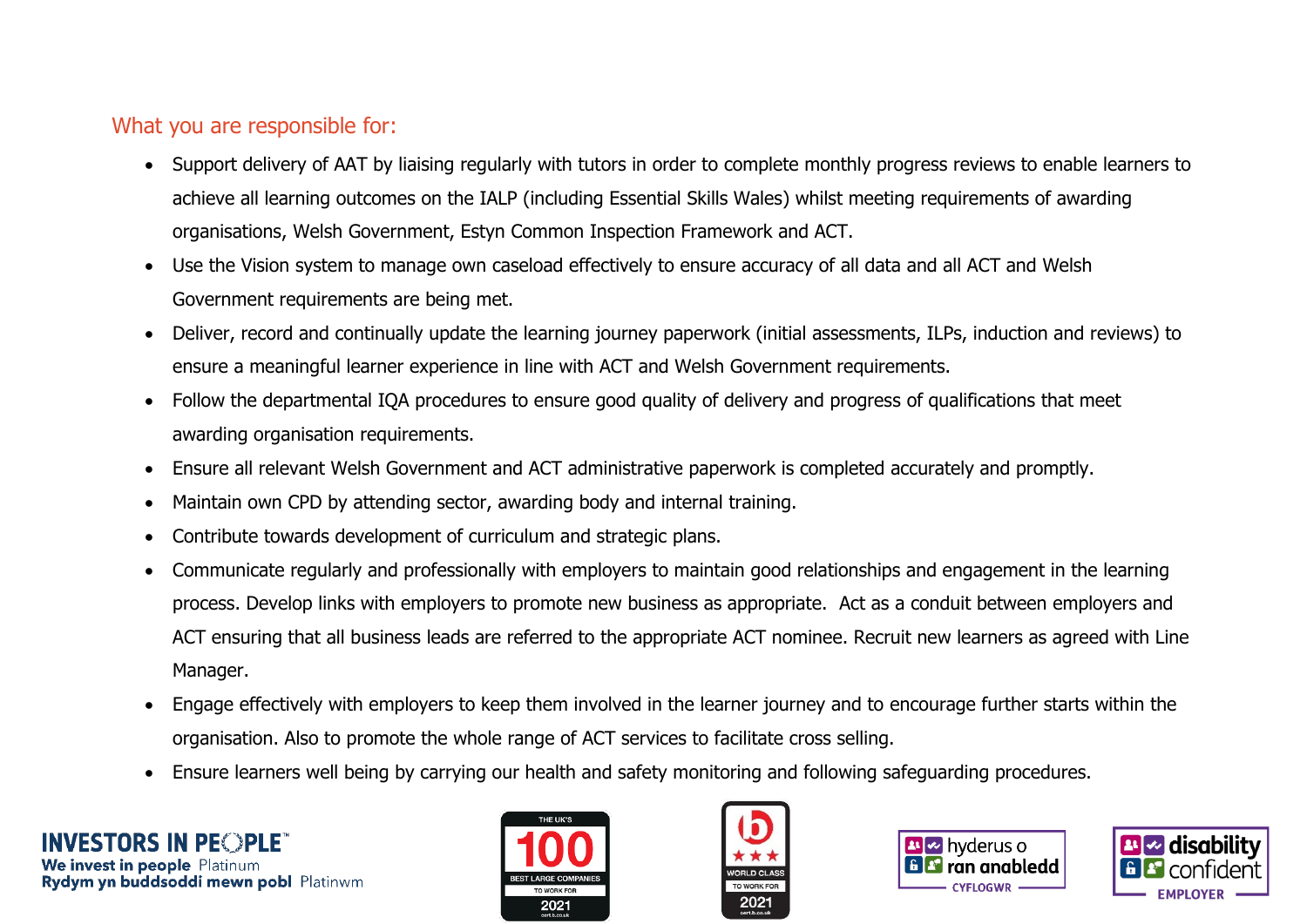## What you are responsible for:

- Support delivery of AAT by liaising regularly with tutors in order to complete monthly progress reviews to enable learners to achieve all learning outcomes on the IALP (including Essential Skills Wales) whilst meeting requirements of awarding organisations, Welsh Government, Estyn Common Inspection Framework and ACT.
- Use the Vision system to manage own caseload effectively to ensure accuracy of all data and all ACT and Welsh Government requirements are being met.
- Deliver, record and continually update the learning journey paperwork (initial assessments, ILPs, induction and reviews) to ensure a meaningful learner experience in line with ACT and Welsh Government requirements.
- Follow the departmental IQA procedures to ensure good quality of delivery and progress of qualifications that meet awarding organisation requirements.
- Ensure all relevant Welsh Government and ACT administrative paperwork is completed accurately and promptly.
- Maintain own CPD by attending sector, awarding body and internal training.
- Contribute towards development of curriculum and strategic plans.
- Communicate regularly and professionally with employers to maintain good relationships and engagement in the learning process. Develop links with employers to promote new business as appropriate. Act as a conduit between employers and ACT ensuring that all business leads are referred to the appropriate ACT nominee. Recruit new learners as agreed with Line Manager.
- Engage effectively with employers to keep them involved in the learner journey and to encourage further starts within the organisation. Also to promote the whole range of ACT services to facilitate cross selling.
- Ensure learners well being by carrying our health and safety monitoring and following safeguarding procedures.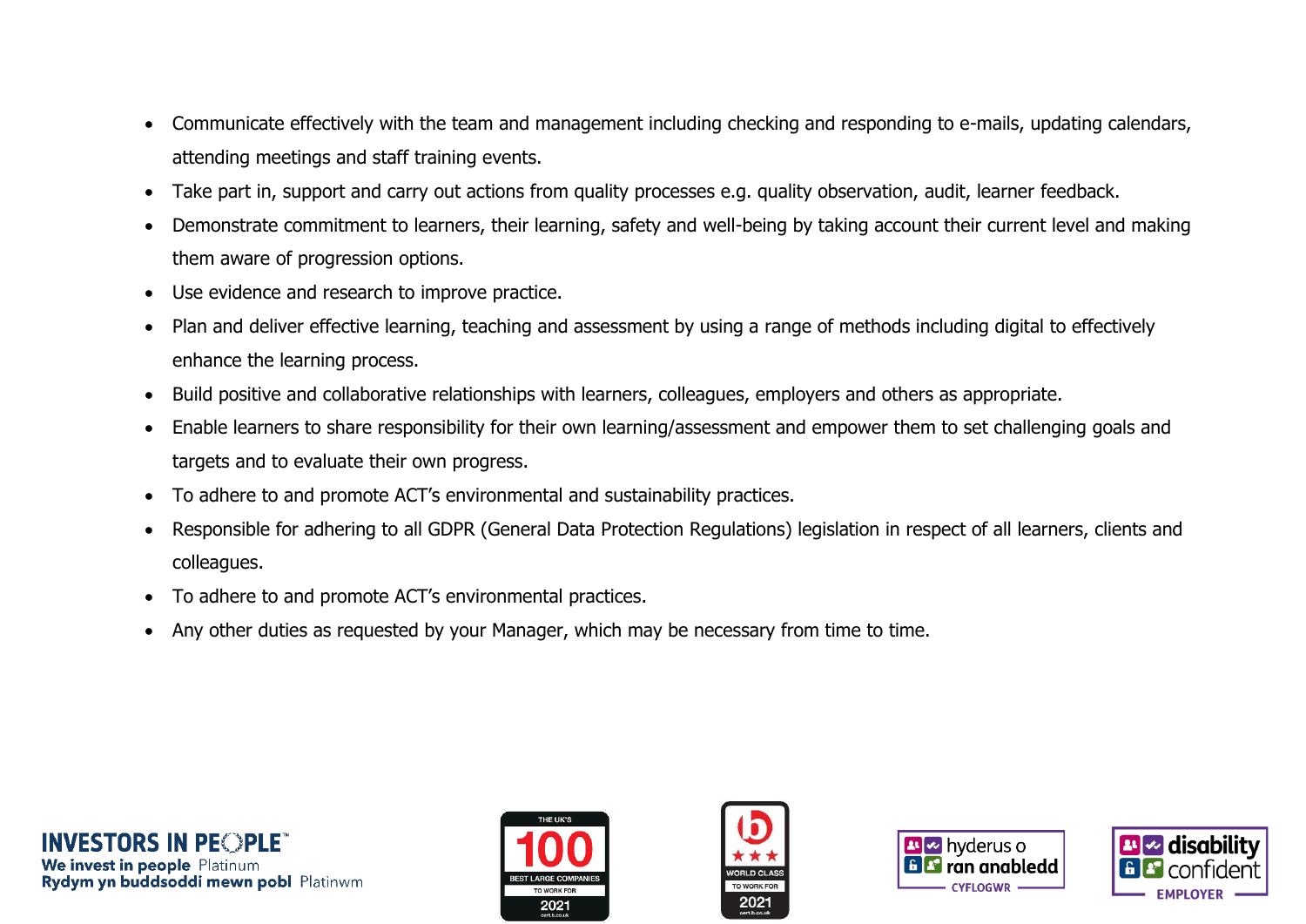- Communicate effectively with the team and management including checking and responding to e-mails, updating calendars, attending meetings and staff training events.
- Take part in, support and carry out actions from quality processes e.g. quality observation, audit, learner feedback.
- Demonstrate commitment to learners, their learning, safety and well-being by taking account their current level and making them aware of progression options.
- Use evidence and research to improve practice.
- Plan and deliver effective learning, teaching and assessment by using a range of methods including digital to effectively enhance the learning process.
- Build positive and collaborative relationships with learners, colleagues, employers and others as appropriate.
- Enable learners to share responsibility for their own learning/assessment and empower them to set challenging goals and targets and to evaluate their own progress.
- To adhere to and promote ACT's environmental and sustainability practices.
- Responsible for adhering to all GDPR (General Data Protection Regulations) legislation in respect of all learners, clients and colleagues.
- To adhere to and promote ACT's environmental practices.
- Any other duties as requested by your Manager, which may be necessary from time to time.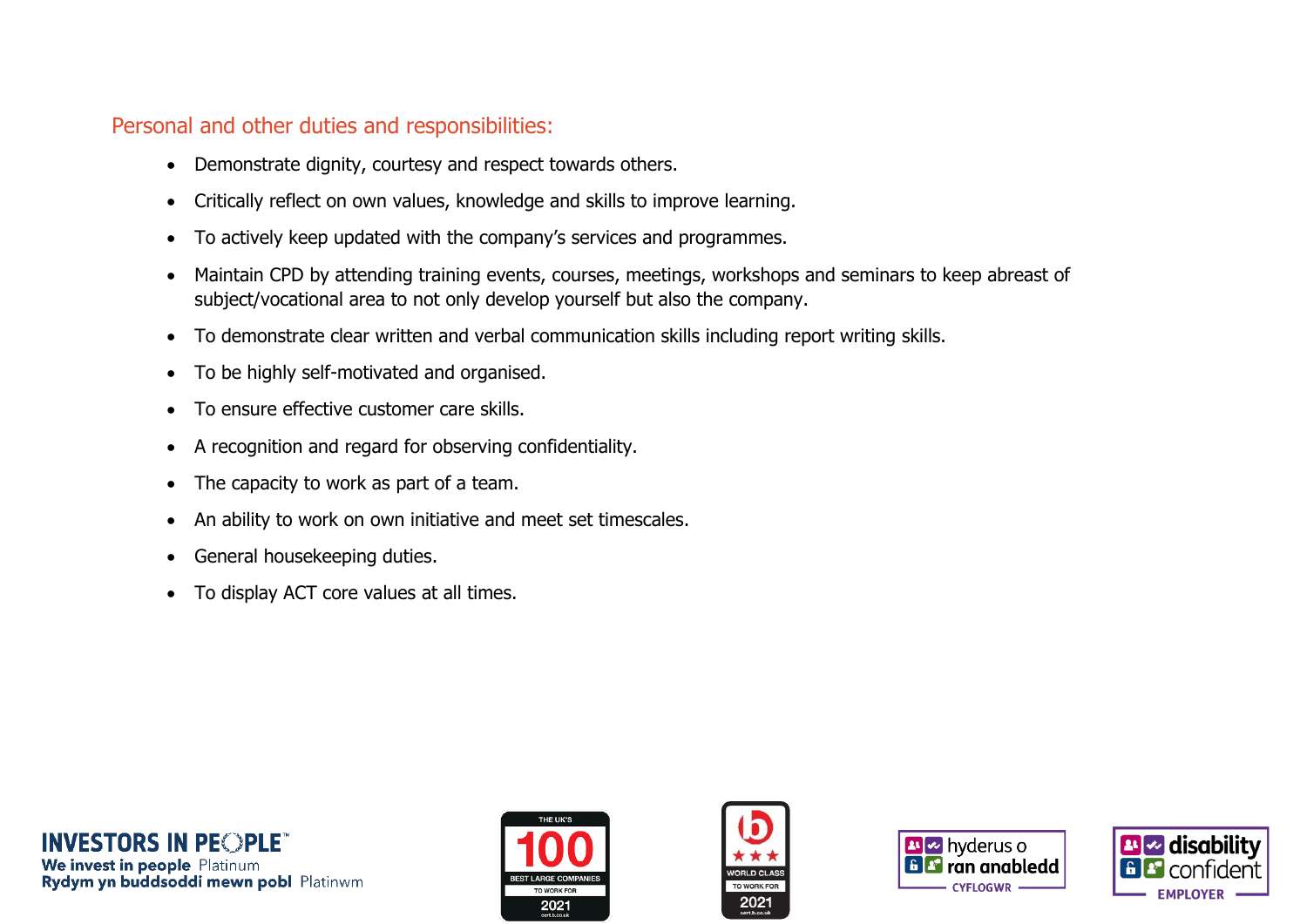## Personal and other duties and responsibilities:

- Demonstrate dignity, courtesy and respect towards others.
- Critically reflect on own values, knowledge and skills to improve learning.
- To actively keep updated with the company's services and programmes.
- Maintain CPD by attending training events, courses, meetings, workshops and seminars to keep abreast of subject/vocational area to not only develop yourself but also the company.
- To demonstrate clear written and verbal communication skills including report writing skills.
- To be highly self-motivated and organised.
- To ensure effective customer care skills.
- A recognition and regard for observing confidentiality.
- The capacity to work as part of a team.
- An ability to work on own initiative and meet set timescales.
- General housekeeping duties.
- To display ACT core values at all times.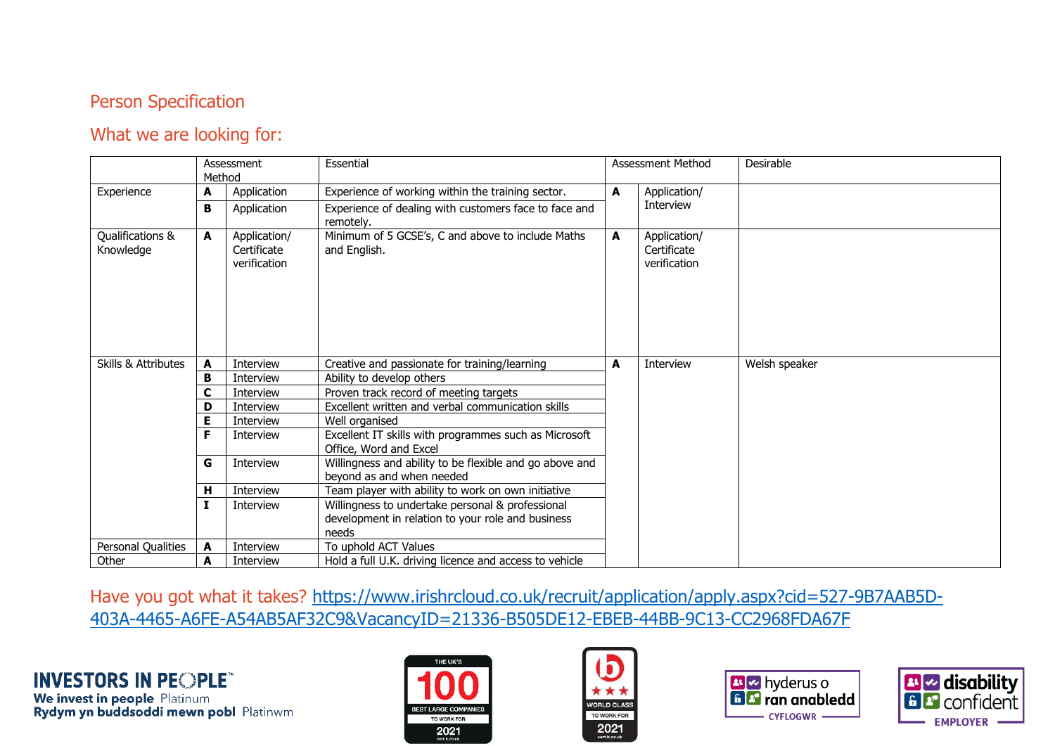## Person Specification

## What we are looking for:

| | Assessment Method | | Essential | Assessment Method | | Desirable |
|---|---|---|---|---|---|---|
| Experience | **A** | Application | Experience of working within the training sector. | **A** | Application/ Interview | |
| | **B** | Application | Experience of dealing with customers face to face and remotely. | | | |
| Qualifications & Knowledge | **A** | Application/ Certificate verification | Minimum of 5 GCSE's, C and above to include Maths and English. | **A** | Application/ Certificate verification | |
| Skills & Attributes | **A** | Interview | Creative and passionate for training/learning | **A** | Interview | Welsh speaker |
| | **B** | Interview | Ability to develop others | | | |
| | **C** | Interview | Proven track record of meeting targets | | | |
| | **D** | Interview | Excellent written and verbal communication skills | | | |
| | **E** | Interview | Well organised | | | |
| | **F** | Interview | Excellent IT skills with programmes such as Microsoft Office, Word and Excel | | | |
| | **G** | Interview | Willingness and ability to be flexible and go above and beyond as and when needed | | | |
| | **H** | Interview | Team player with ability to work on own initiative | | | |
| | **I** | Interview | Willingness to undertake personal & professional development in relation to your role and business needs | | | |
| Personal Qualities | **A** | Interview | To uphold ACT Values | | | |
| Other | **A** | Interview | Hold a full U.K. driving licence and access to vehicle | | | |

Have you got what it takes? https://www.irishrcloud.co.uk/recruit/application/apply.aspx?cid=527-9B7AAB5D-403A-4465-A6FE-A54AB5AF32C9&VacancyID=21336-B505DE12-EBEB-44BB-9C13-CC2968FDA67F

INVESTORS IN PEOPLE™
We invest in people Platinum
Rydym yn buddsoddi mewn pobl Platinwm

THE UK'S 100 BEST LARGE COMPANIES TO WORK FOR 2021

WORLD CLASS TO WORK FOR 2021

hyderus o ran anabledd CYFLOGWR

disability confident EMPLOYER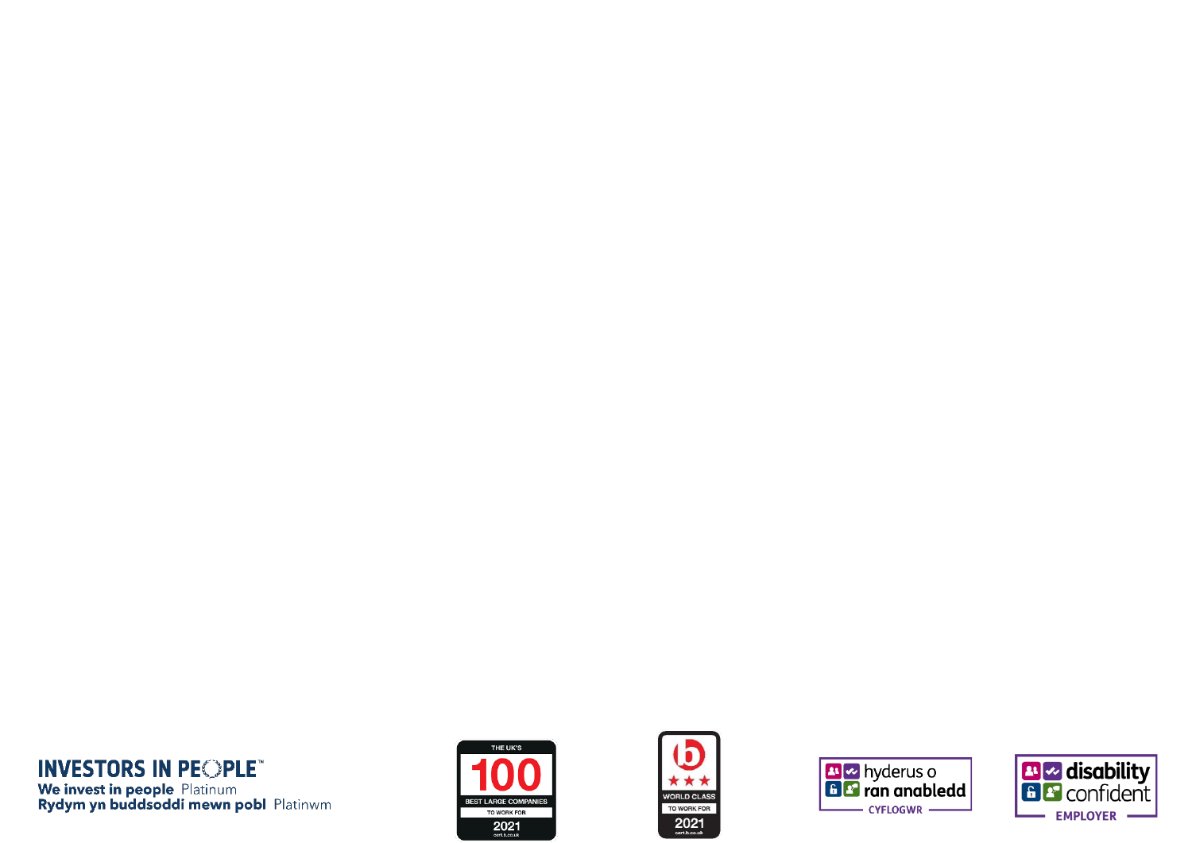INVESTORS IN PEOPLE™
We invest in people Platinum
Rydym yn buddsoddi mewn pobl Platinwm

THE UK'S 100 BEST LARGE COMPANIES TO WORK FOR 2021

WORLD CLASS TO WORK FOR 2021

hyderus o ran anabledd CYFLOGWR

disability confident EMPLOYER